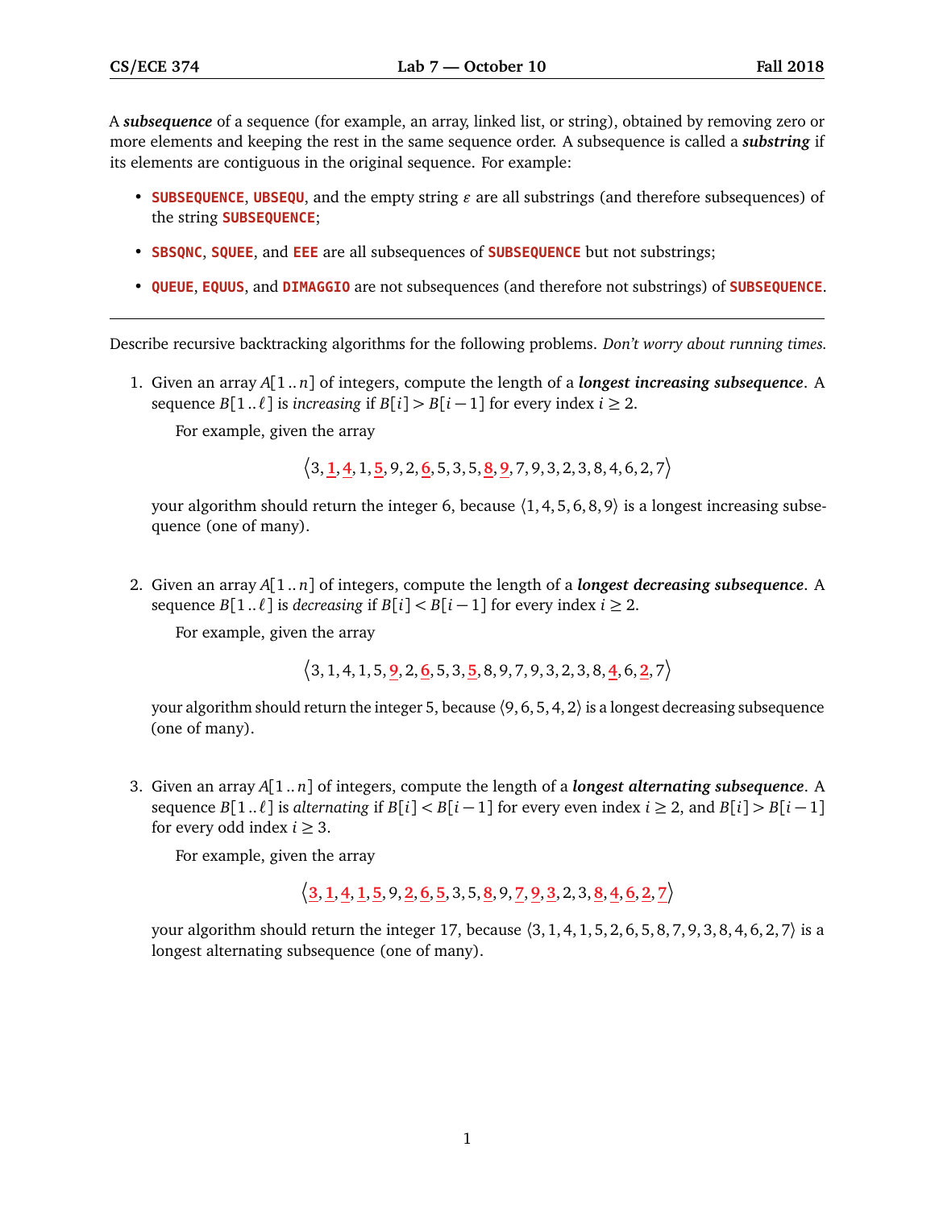A ***subsequence*** of a sequence (for example, an array, linked list, or string), obtained by removing zero or more elements and keeping the rest in the same sequence order. A subsequence is called a ***substring*** if its elements are contiguous in the original sequence. For example:

- **SUBSEQUENCE**, **UBSEQU**, and the empty string $\varepsilon$ are all substrings (and therefore subsequences) of the string **SUBSEQUENCE**;
- **SBSQNC**, **SQUEE**, and **EEE** are all subsequences of **SUBSEQUENCE** but not substrings;
- **QUEUE**, **EQUUS**, and **DIMAGGIO** are not subsequences (and therefore not substrings) of **SUBSEQUENCE**.

---

Describe recursive backtracking algorithms for the following problems. *Don't worry about running times.*

1. Given an array $A[1..n]$ of integers, compute the length of a ***longest increasing subsequence***. A sequence $B[1..\ell]$ is *increasing* if $B[i] > B[i-1]$ for every index $i \geq 2$.

   For example, given the array

   $$\langle 3, \underline{1}, \underline{4}, 1, \underline{5}, 9, 2, \underline{6}, 5, 3, 5, \underline{8}, \underline{9}, 7, 9, 3, 2, 3, 8, 4, 6, 2, 7 \rangle$$

   your algorithm should return the integer 6, because $\langle 1, 4, 5, 6, 8, 9 \rangle$ is a longest increasing subsequence (one of many).

2. Given an array $A[1..n]$ of integers, compute the length of a ***longest decreasing subsequence***. A sequence $B[1..\ell]$ is *decreasing* if $B[i] < B[i-1]$ for every index $i \geq 2$.

   For example, given the array

   $$\langle 3, 1, 4, 1, 5, \underline{9}, 2, \underline{6}, 5, 3, \underline{5}, 8, 9, 7, 9, 3, 2, 3, 8, \underline{4}, 6, \underline{2}, 7 \rangle$$

   your algorithm should return the integer 5, because $\langle 9, 6, 5, 4, 2 \rangle$ is a longest decreasing subsequence (one of many).

3. Given an array $A[1..n]$ of integers, compute the length of a ***longest alternating subsequence***. A sequence $B[1..\ell]$ is *alternating* if $B[i] < B[i-1]$ for every even index $i \geq 2$, and $B[i] > B[i-1]$ for every odd index $i \geq 3$.

   For example, given the array

   $$\langle \underline{3}, \underline{1}, \underline{4}, \underline{1}, \underline{5}, 9, \underline{2}, \underline{6}, \underline{5}, 3, 5, \underline{8}, 9, \underline{7}, \underline{9}, \underline{3}, 2, 3, \underline{8}, \underline{4}, \underline{6}, \underline{2}, \underline{7} \rangle$$

   your algorithm should return the integer 17, because $\langle 3, 1, 4, 1, 5, 2, 6, 5, 8, 7, 9, 3, 8, 4, 6, 2, 7 \rangle$ is a longest alternating subsequence (one of many).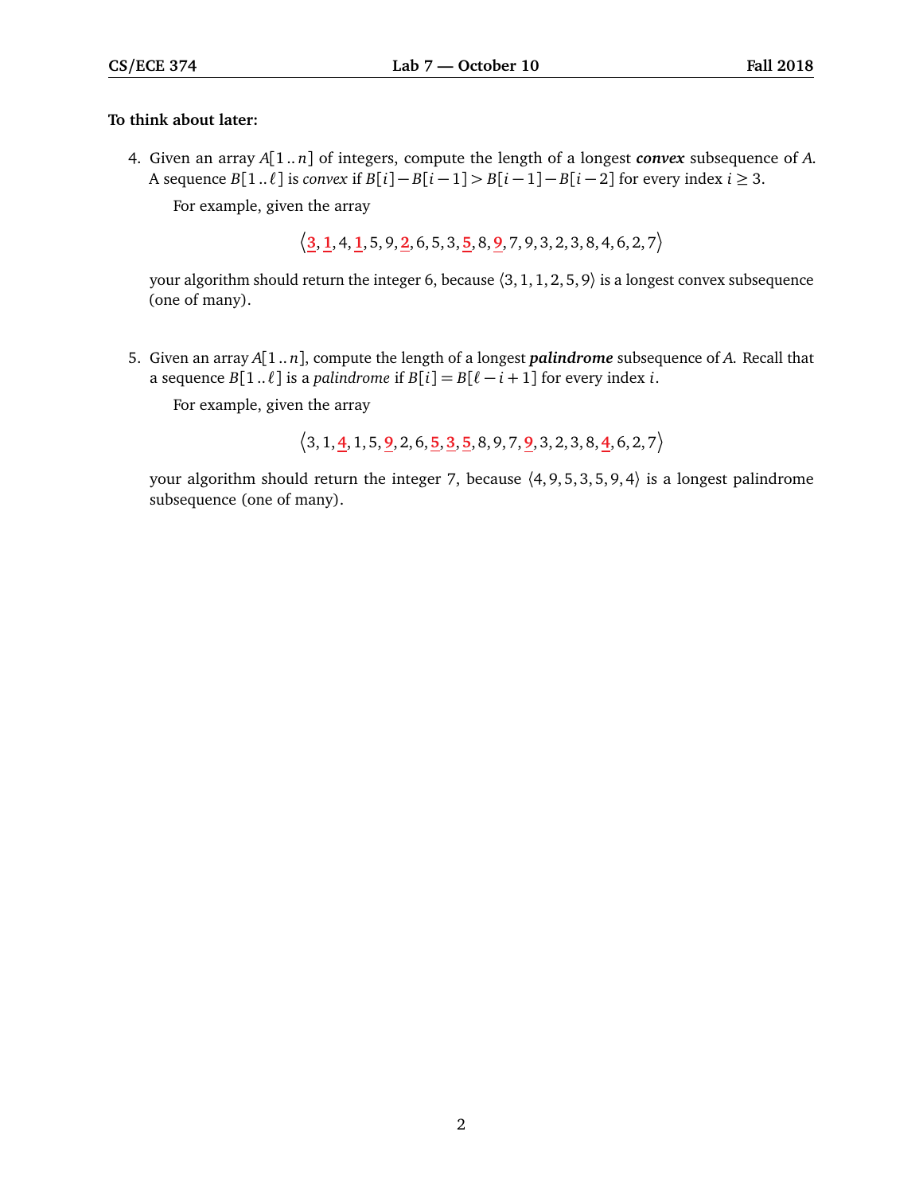**To think about later:**

4. Given an array $A[1..n]$ of integers, compute the length of a longest ***convex*** subsequence of $A$. A sequence $B[1..\ell]$ is *convex* if $B[i] - B[i-1] > B[i-1] - B[i-2]$ for every index $i \geq 3$.

   For example, given the array

   $$\langle \underline{3}, \underline{1}, 4, \underline{1}, 5, 9, \underline{2}, 6, 5, 3, \underline{5}, 8, \underline{9}, 7, 9, 3, 2, 3, 8, 4, 6, 2, 7 \rangle$$

   your algorithm should return the integer 6, because $\langle 3, 1, 1, 2, 5, 9 \rangle$ is a longest convex subsequence (one of many).

5. Given an array $A[1..n]$, compute the length of a longest ***palindrome*** subsequence of $A$. Recall that a sequence $B[1..\ell]$ is a *palindrome* if $B[i] = B[\ell - i + 1]$ for every index $i$.

   For example, given the array

   $$\langle 3, 1, \underline{4}, 1, 5, \underline{9}, 2, 6, \underline{5}, \underline{3}, \underline{5}, 8, 9, 7, \underline{9}, 3, 2, 3, 8, \underline{4}, 6, 2, 7 \rangle$$

   your algorithm should return the integer 7, because $\langle 4, 9, 5, 3, 5, 9, 4 \rangle$ is a longest palindrome subsequence (one of many).